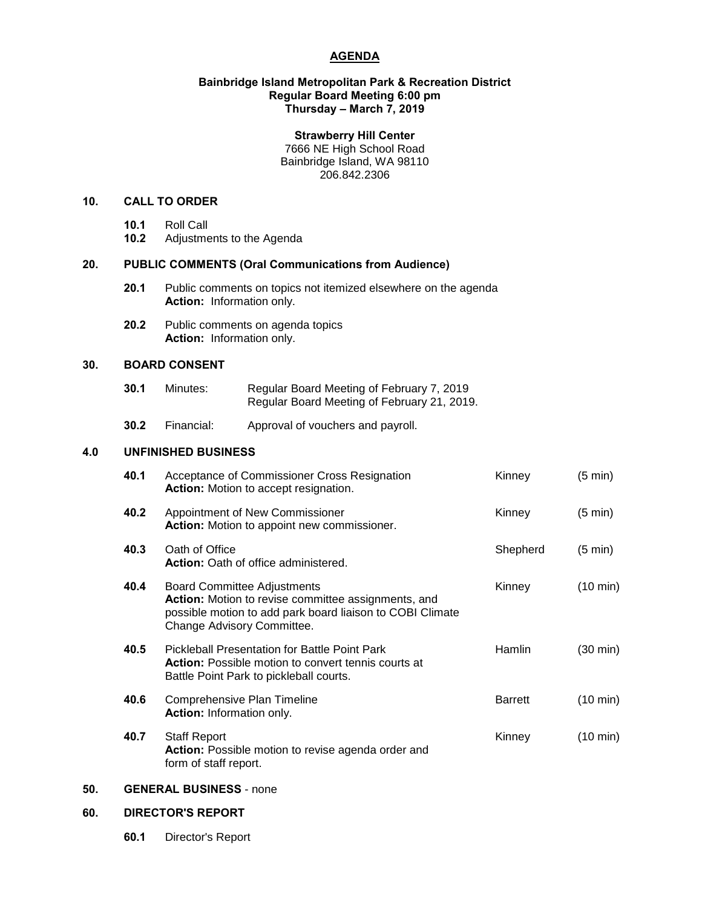# AGENDA

**Bainbridge Island Metropolitan Park & Recreation District**
**Regular Board Meeting 6:00 pm**
**Thursday – March 7, 2019**

**Strawberry Hill Center**
7666 NE High School Road
Bainbridge Island, WA 98110
206.842.2306

## 10. CALL TO ORDER

- **10.1** Roll Call
- **10.2** Adjustments to the Agenda

## 20. PUBLIC COMMENTS (Oral Communications from Audience)

- **20.1** Public comments on topics not itemized elsewhere on the agenda
  **Action:** Information only.
- **20.2** Public comments on agenda topics
  **Action:** Information only.

## 30. BOARD CONSENT

- **30.1** Minutes: Regular Board Meeting of February 7, 2019
  Regular Board Meeting of February 21, 2019.
- **30.2** Financial: Approval of vouchers and payroll.

## 4.0 UNFINISHED BUSINESS

| | Item | Presenter | Time |
|---|---|---|---|
| **40.1** | Acceptance of Commissioner Cross Resignation<br>**Action:** Motion to accept resignation. | Kinney | (5 min) |
| **40.2** | Appointment of New Commissioner<br>**Action:** Motion to appoint new commissioner. | Kinney | (5 min) |
| **40.3** | Oath of Office<br>**Action:** Oath of office administered. | Shepherd | (5 min) |
| **40.4** | Board Committee Adjustments<br>**Action:** Motion to revise committee assignments, and possible motion to add park board liaison to COBI Climate Change Advisory Committee. | Kinney | (10 min) |
| **40.5** | Pickleball Presentation for Battle Point Park<br>**Action:** Possible motion to convert tennis courts at Battle Point Park to pickleball courts. | Hamlin | (30 min) |
| **40.6** | Comprehensive Plan Timeline<br>**Action:** Information only. | Barrett | (10 min) |
| **40.7** | Staff Report<br>**Action:** Possible motion to revise agenda order and form of staff report. | Kinney | (10 min) |

## 50. GENERAL BUSINESS - none

## 60. DIRECTOR'S REPORT

- **60.1** Director's Report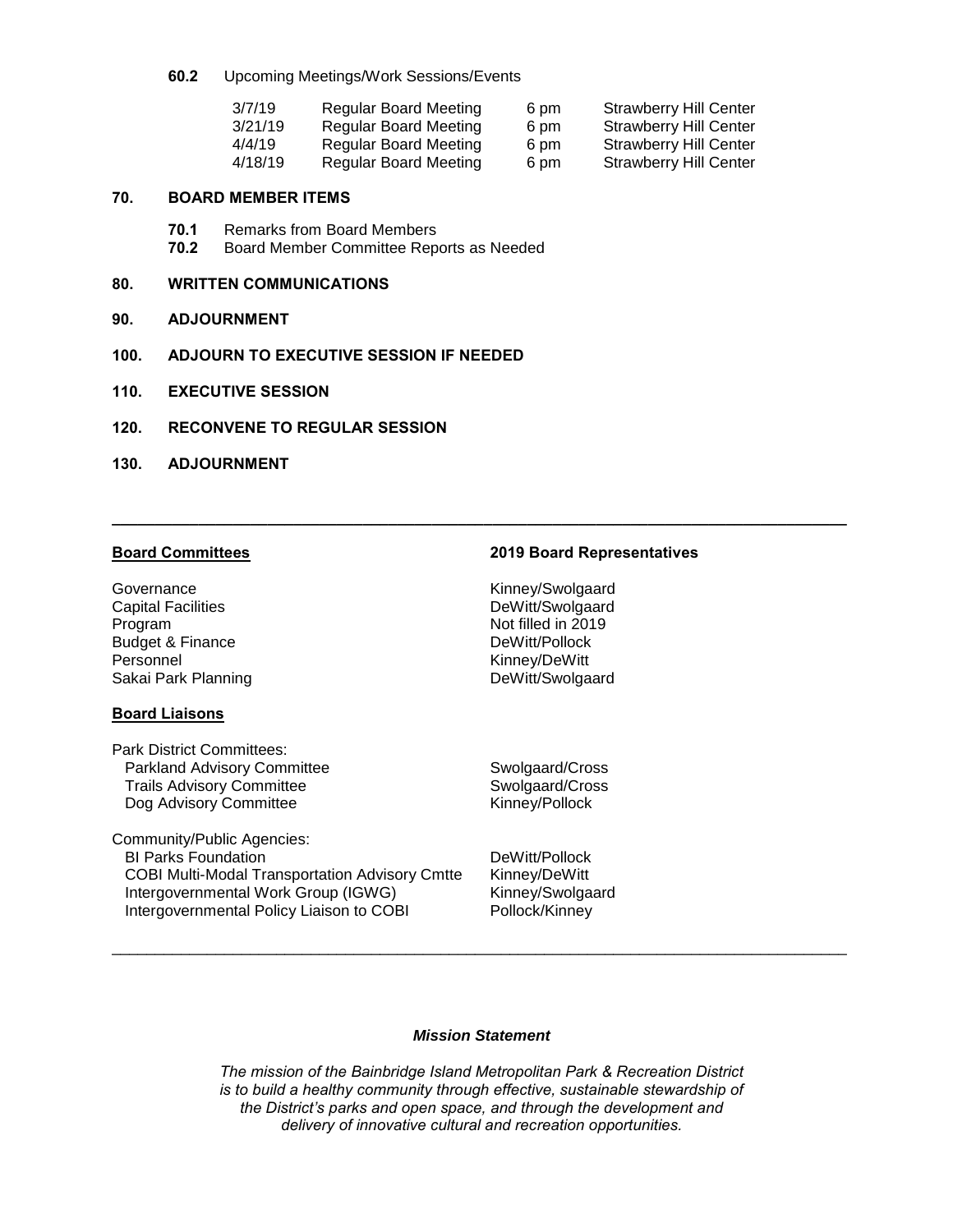**60.2** Upcoming Meetings/Work Sessions/Events

| | | | |
|---|---|---|---|
| 3/7/19 | Regular Board Meeting | 6 pm | Strawberry Hill Center |
| 3/21/19 | Regular Board Meeting | 6 pm | Strawberry Hill Center |
| 4/4/19 | Regular Board Meeting | 6 pm | Strawberry Hill Center |
| 4/18/19 | Regular Board Meeting | 6 pm | Strawberry Hill Center |

**70. BOARD MEMBER ITEMS**

**70.1** Remarks from Board Members
**70.2** Board Member Committee Reports as Needed

**80. WRITTEN COMMUNICATIONS**

**90. ADJOURNMENT**

**100. ADJOURN TO EXECUTIVE SESSION IF NEEDED**

**110. EXECUTIVE SESSION**

**120. RECONVENE TO REGULAR SESSION**

**130. ADJOURNMENT**

---

| **Board Committees** | **2019 Board Representatives** |
|---|---|
| Governance | Kinney/Swolgaard |
| Capital Facilities | DeWitt/Swolgaard |
| Program | Not filled in 2019 |
| Budget & Finance | DeWitt/Pollock |
| Personnel | Kinney/DeWitt |
| Sakai Park Planning | DeWitt/Swolgaard |

**Board Liaisons**

| | |
|---|---|
| Park District Committees: | |
| Parkland Advisory Committee | Swolgaard/Cross |
| Trails Advisory Committee | Swolgaard/Cross |
| Dog Advisory Committee | Kinney/Pollock |
| Community/Public Agencies: | |
| BI Parks Foundation | DeWitt/Pollock |
| COBI Multi-Modal Transportation Advisory Cmtte | Kinney/DeWitt |
| Intergovernmental Work Group (IGWG) | Kinney/Swolgaard |
| Intergovernmental Policy Liaison to COBI | Pollock/Kinney |

---

***Mission Statement***

*The mission of the Bainbridge Island Metropolitan Park & Recreation District is to build a healthy community through effective, sustainable stewardship of the District's parks and open space, and through the development and delivery of innovative cultural and recreation opportunities.*